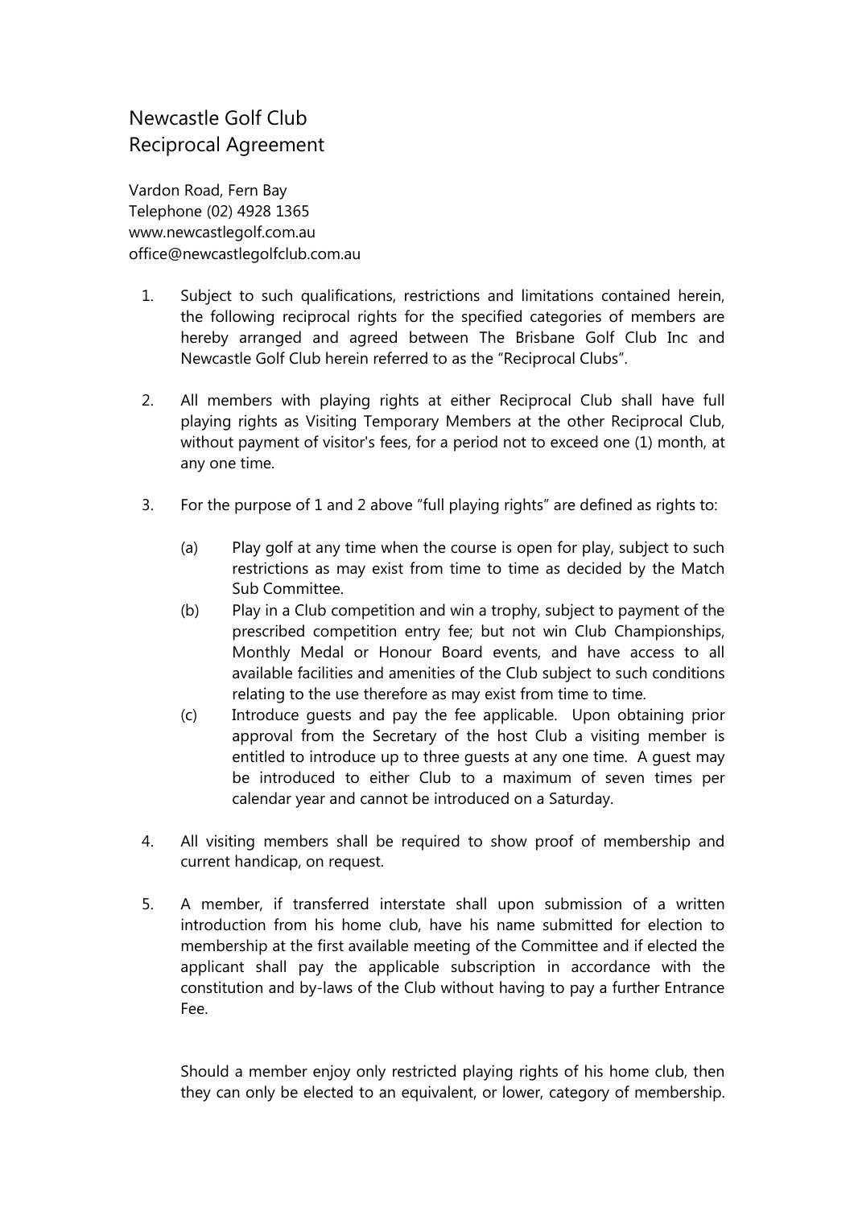# Newcastle Golf Club
# Reciprocal Agreement

Vardon Road, Fern Bay
Telephone (02) 4928 1365
www.newcastlegolf.com.au
office@newcastlegolfclub.com.au

1. Subject to such qualifications, restrictions and limitations contained herein, the following reciprocal rights for the specified categories of members are hereby arranged and agreed between The Brisbane Golf Club Inc and Newcastle Golf Club herein referred to as the "Reciprocal Clubs".

2. All members with playing rights at either Reciprocal Club shall have full playing rights as Visiting Temporary Members at the other Reciprocal Club, without payment of visitor's fees, for a period not to exceed one (1) month, at any one time.

3. For the purpose of 1 and 2 above "full playing rights" are defined as rights to:

   (a) Play golf at any time when the course is open for play, subject to such restrictions as may exist from time to time as decided by the Match Sub Committee.

   (b) Play in a Club competition and win a trophy, subject to payment of the prescribed competition entry fee; but not win Club Championships, Monthly Medal or Honour Board events, and have access to all available facilities and amenities of the Club subject to such conditions relating to the use therefore as may exist from time to time.

   (c) Introduce guests and pay the fee applicable. Upon obtaining prior approval from the Secretary of the host Club a visiting member is entitled to introduce up to three guests at any one time. A guest may be introduced to either Club to a maximum of seven times per calendar year and cannot be introduced on a Saturday.

4. All visiting members shall be required to show proof of membership and current handicap, on request.

5. A member, if transferred interstate shall upon submission of a written introduction from his home club, have his name submitted for election to membership at the first available meeting of the Committee and if elected the applicant shall pay the applicable subscription in accordance with the constitution and by-laws of the Club without having to pay a further Entrance Fee.

   Should a member enjoy only restricted playing rights of his home club, then they can only be elected to an equivalent, or lower, category of membership.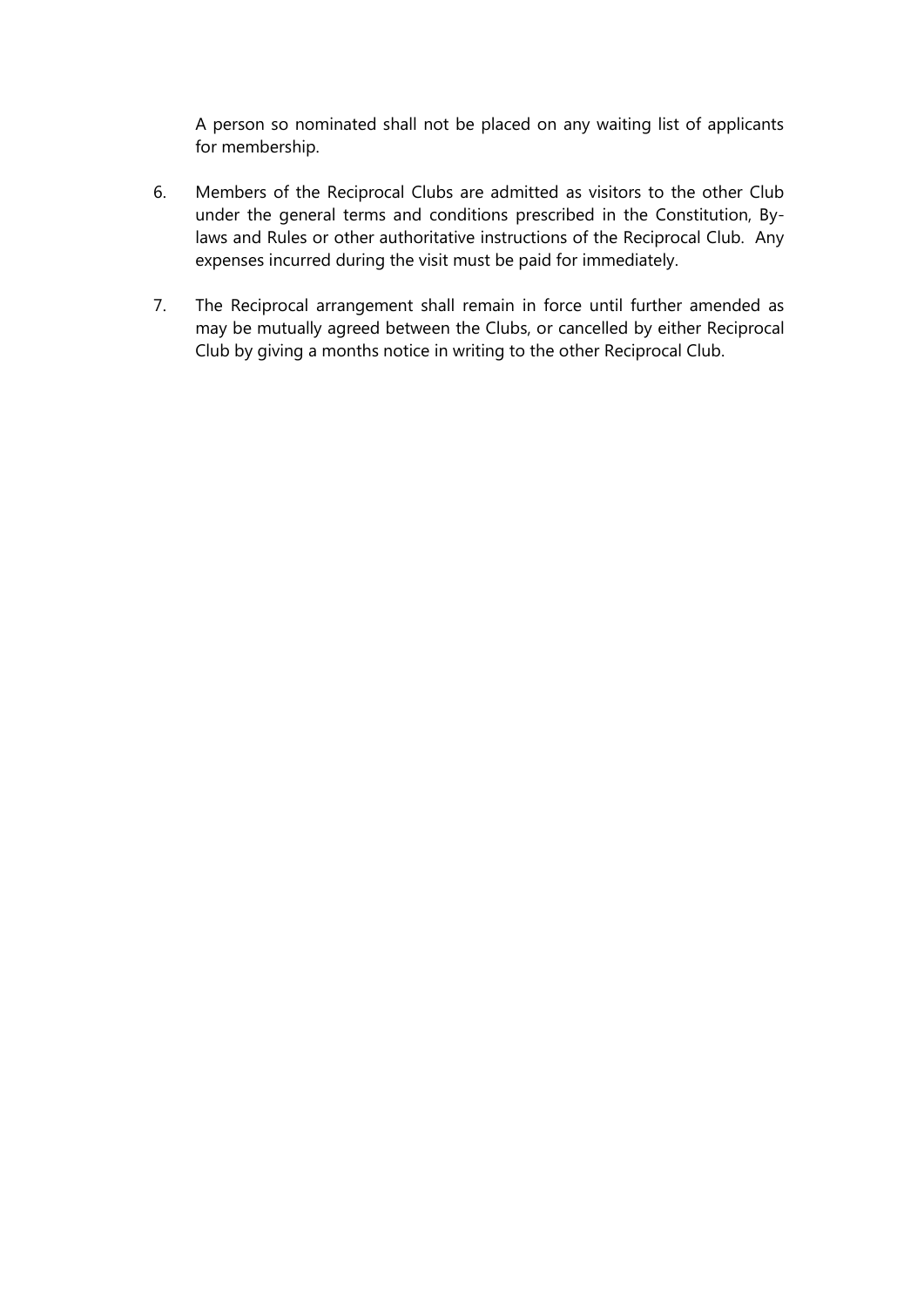A person so nominated shall not be placed on any waiting list of applicants for membership.

6. Members of the Reciprocal Clubs are admitted as visitors to the other Club under the general terms and conditions prescribed in the Constitution, By-laws and Rules or other authoritative instructions of the Reciprocal Club. Any expenses incurred during the visit must be paid for immediately.

7. The Reciprocal arrangement shall remain in force until further amended as may be mutually agreed between the Clubs, or cancelled by either Reciprocal Club by giving a months notice in writing to the other Reciprocal Club.